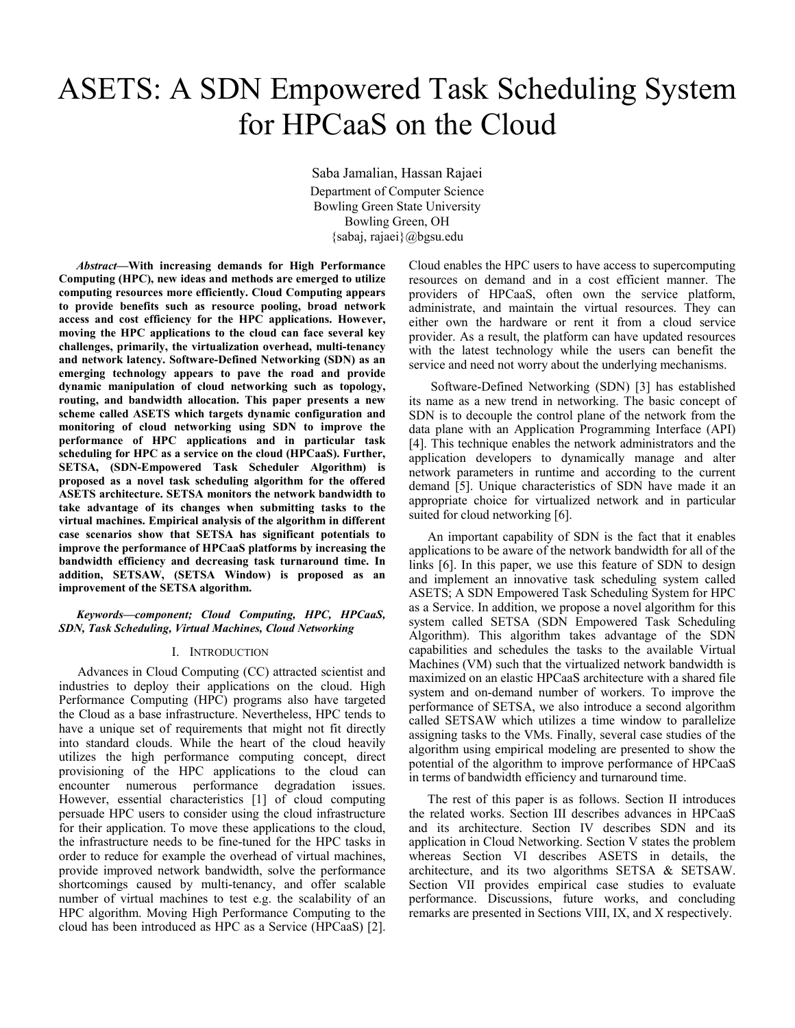# ASETS: A SDN Empowered Task Scheduling System for HPCaaS on the Cloud

Saba Jamalian, Hassan Rajaei
Department of Computer Science
Bowling Green State University
Bowling Green, OH
{sabaj, rajaei}@bgsu.edu

***Abstract*—With increasing demands for High Performance Computing (HPC), new ideas and methods are emerged to utilize computing resources more efficiently. Cloud Computing appears to provide benefits such as resource pooling, broad network access and cost efficiency for the HPC applications. However, moving the HPC applications to the cloud can face several key challenges, primarily, the virtualization overhead, multi-tenancy and network latency. Software-Defined Networking (SDN) as an emerging technology appears to pave the road and provide dynamic manipulation of cloud networking such as topology, routing, and bandwidth allocation. This paper presents a new scheme called ASETS which targets dynamic configuration and monitoring of cloud networking using SDN to improve the performance of HPC applications and in particular task scheduling for HPC as a service on the cloud (HPCaaS). Further, SETSA, (SDN-Empowered Task Scheduler Algorithm) is proposed as a novel task scheduling algorithm for the offered ASETS architecture. SETSA monitors the network bandwidth to take advantage of its changes when submitting tasks to the virtual machines. Empirical analysis of the algorithm in different case scenarios show that SETSA has significant potentials to improve the performance of HPCaaS platforms by increasing the bandwidth efficiency and decreasing task turnaround time. In addition, SETSAW, (SETSA Window) is proposed as an improvement of the SETSA algorithm.**

***Keywords—component; Cloud Computing, HPC, HPCaaS, SDN, Task Scheduling, Virtual Machines, Cloud Networking***

## I. Introduction

Advances in Cloud Computing (CC) attracted scientist and industries to deploy their applications on the cloud. High Performance Computing (HPC) programs also have targeted the Cloud as a base infrastructure. Nevertheless, HPC tends to have a unique set of requirements that might not fit directly into standard clouds. While the heart of the cloud heavily utilizes the high performance computing concept, direct provisioning of the HPC applications to the cloud can encounter numerous performance degradation issues. However, essential characteristics [1] of cloud computing persuade HPC users to consider using the cloud infrastructure for their application. To move these applications to the cloud, the infrastructure needs to be fine-tuned for the HPC tasks in order to reduce for example the overhead of virtual machines, provide improved network bandwidth, solve the performance shortcomings caused by multi-tenancy, and offer scalable number of virtual machines to test e.g. the scalability of an HPC algorithm. Moving High Performance Computing to the cloud has been introduced as HPC as a Service (HPCaaS) [2]. Cloud enables the HPC users to have access to supercomputing resources on demand and in a cost efficient manner. The providers of HPCaaS, often own the service platform, administrate, and maintain the virtual resources. They can either own the hardware or rent it from a cloud service provider. As a result, the platform can have updated resources with the latest technology while the users can benefit the service and need not worry about the underlying mechanisms.

Software-Defined Networking (SDN) [3] has established its name as a new trend in networking. The basic concept of SDN is to decouple the control plane of the network from the data plane with an Application Programming Interface (API) [4]. This technique enables the network administrators and the application developers to dynamically manage and alter network parameters in runtime and according to the current demand [5]. Unique characteristics of SDN have made it an appropriate choice for virtualized network and in particular suited for cloud networking [6].

An important capability of SDN is the fact that it enables applications to be aware of the network bandwidth for all of the links [6]. In this paper, we use this feature of SDN to design and implement an innovative task scheduling system called ASETS; A SDN Empowered Task Scheduling System for HPC as a Service. In addition, we propose a novel algorithm for this system called SETSA (SDN Empowered Task Scheduling Algorithm). This algorithm takes advantage of the SDN capabilities and schedules the tasks to the available Virtual Machines (VM) such that the virtualized network bandwidth is maximized on an elastic HPCaaS architecture with a shared file system and on-demand number of workers. To improve the performance of SETSA, we also introduce a second algorithm called SETSAW which utilizes a time window to parallelize assigning tasks to the VMs. Finally, several case studies of the algorithm using empirical modeling are presented to show the potential of the algorithm to improve performance of HPCaaS in terms of bandwidth efficiency and turnaround time.

The rest of this paper is as follows. Section II introduces the related works. Section III describes advances in HPCaaS and its architecture. Section IV describes SDN and its application in Cloud Networking. Section V states the problem whereas Section VI describes ASETS in details, the architecture, and its two algorithms SETSA & SETSAW. Section VII provides empirical case studies to evaluate performance. Discussions, future works, and concluding remarks are presented in Sections VIII, IX, and X respectively.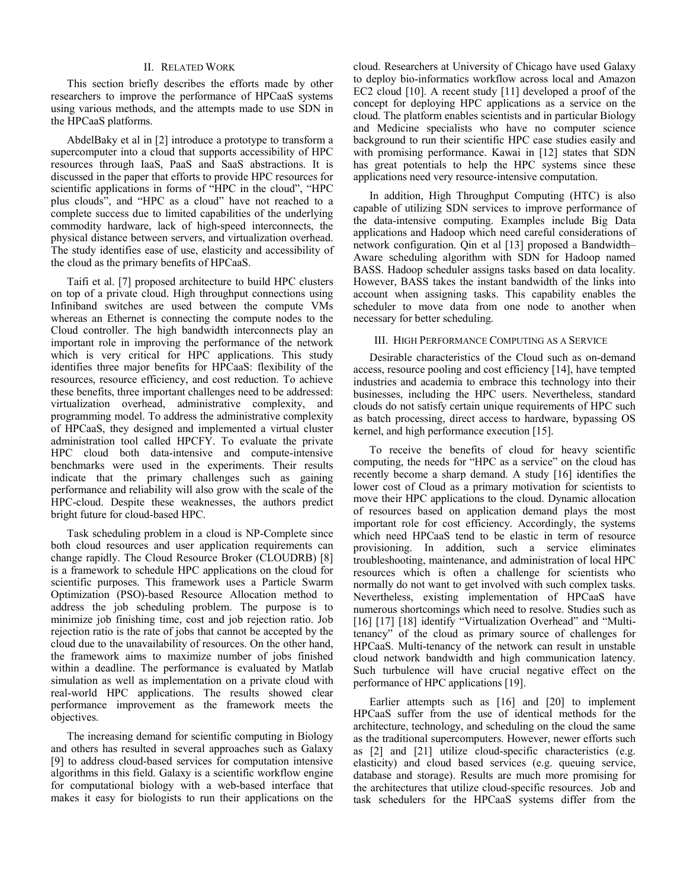## II. Related Work

This section briefly describes the efforts made by other researchers to improve the performance of HPCaaS systems using various methods, and the attempts made to use SDN in the HPCaaS platforms.

AbdelBaky et al in [2] introduce a prototype to transform a supercomputer into a cloud that supports accessibility of HPC resources through IaaS, PaaS and SaaS abstractions. It is discussed in the paper that efforts to provide HPC resources for scientific applications in forms of "HPC in the cloud", "HPC plus clouds", and "HPC as a cloud" have not reached to a complete success due to limited capabilities of the underlying commodity hardware, lack of high-speed interconnects, the physical distance between servers, and virtualization overhead. The study identifies ease of use, elasticity and accessibility of the cloud as the primary benefits of HPCaaS.

Taifi et al. [7] proposed architecture to build HPC clusters on top of a private cloud. High throughput connections using Infiniband switches are used between the compute VMs whereas an Ethernet is connecting the compute nodes to the Cloud controller. The high bandwidth interconnects play an important role in improving the performance of the network which is very critical for HPC applications. This study identifies three major benefits for HPCaaS: flexibility of the resources, resource efficiency, and cost reduction. To achieve these benefits, three important challenges need to be addressed: virtualization overhead, administrative complexity, and programming model. To address the administrative complexity of HPCaaS, they designed and implemented a virtual cluster administration tool called HPCFY. To evaluate the private HPC cloud both data-intensive and compute-intensive benchmarks were used in the experiments. Their results indicate that the primary challenges such as gaining performance and reliability will also grow with the scale of the HPC-cloud. Despite these weaknesses, the authors predict bright future for cloud-based HPC.

Task scheduling problem in a cloud is NP-Complete since both cloud resources and user application requirements can change rapidly. The Cloud Resource Broker (CLOUDRB) [8] is a framework to schedule HPC applications on the cloud for scientific purposes. This framework uses a Particle Swarm Optimization (PSO)-based Resource Allocation method to address the job scheduling problem. The purpose is to minimize job finishing time, cost and job rejection ratio. Job rejection ratio is the rate of jobs that cannot be accepted by the cloud due to the unavailability of resources. On the other hand, the framework aims to maximize number of jobs finished within a deadline. The performance is evaluated by Matlab simulation as well as implementation on a private cloud with real-world HPC applications. The results showed clear performance improvement as the framework meets the objectives.

The increasing demand for scientific computing in Biology and others has resulted in several approaches such as Galaxy [9] to address cloud-based services for computation intensive algorithms in this field. Galaxy is a scientific workflow engine for computational biology with a web-based interface that makes it easy for biologists to run their applications on the cloud. Researchers at University of Chicago have used Galaxy to deploy bio-informatics workflow across local and Amazon EC2 cloud [10]. A recent study [11] developed a proof of the concept for deploying HPC applications as a service on the cloud. The platform enables scientists and in particular Biology and Medicine specialists who have no computer science background to run their scientific HPC case studies easily and with promising performance. Kawai in [12] states that SDN has great potentials to help the HPC systems since these applications need very resource-intensive computation.

In addition, High Throughput Computing (HTC) is also capable of utilizing SDN services to improve performance of the data-intensive computing. Examples include Big Data applications and Hadoop which need careful considerations of network configuration. Qin et al [13] proposed a Bandwidth–Aware scheduling algorithm with SDN for Hadoop named BASS. Hadoop scheduler assigns tasks based on data locality. However, BASS takes the instant bandwidth of the links into account when assigning tasks. This capability enables the scheduler to move data from one node to another when necessary for better scheduling.

## III. High Performance Computing as a Service

Desirable characteristics of the Cloud such as on-demand access, resource pooling and cost efficiency [14], have tempted industries and academia to embrace this technology into their businesses, including the HPC users. Nevertheless, standard clouds do not satisfy certain unique requirements of HPC such as batch processing, direct access to hardware, bypassing OS kernel, and high performance execution [15].

To receive the benefits of cloud for heavy scientific computing, the needs for "HPC as a service" on the cloud has recently become a sharp demand. A study [16] identifies the lower cost of Cloud as a primary motivation for scientists to move their HPC applications to the cloud. Dynamic allocation of resources based on application demand plays the most important role for cost efficiency. Accordingly, the systems which need HPCaaS tend to be elastic in term of resource provisioning. In addition, such a service eliminates troubleshooting, maintenance, and administration of local HPC resources which is often a challenge for scientists who normally do not want to get involved with such complex tasks. Nevertheless, existing implementation of HPCaaS have numerous shortcomings which need to resolve. Studies such as [16] [17] [18] identify "Virtualization Overhead" and "Multi-tenancy" of the cloud as primary source of challenges for HPCaaS. Multi-tenancy of the network can result in unstable cloud network bandwidth and high communication latency. Such turbulence will have crucial negative effect on the performance of HPC applications [19].

Earlier attempts such as [16] and [20] to implement HPCaaS suffer from the use of identical methods for the architecture, technology, and scheduling on the cloud the same as the traditional supercomputers. However, newer efforts such as [2] and [21] utilize cloud-specific characteristics (e.g. elasticity) and cloud based services (e.g. queuing service, database and storage). Results are much more promising for the architectures that utilize cloud-specific resources. Job and task schedulers for the HPCaaS systems differ from the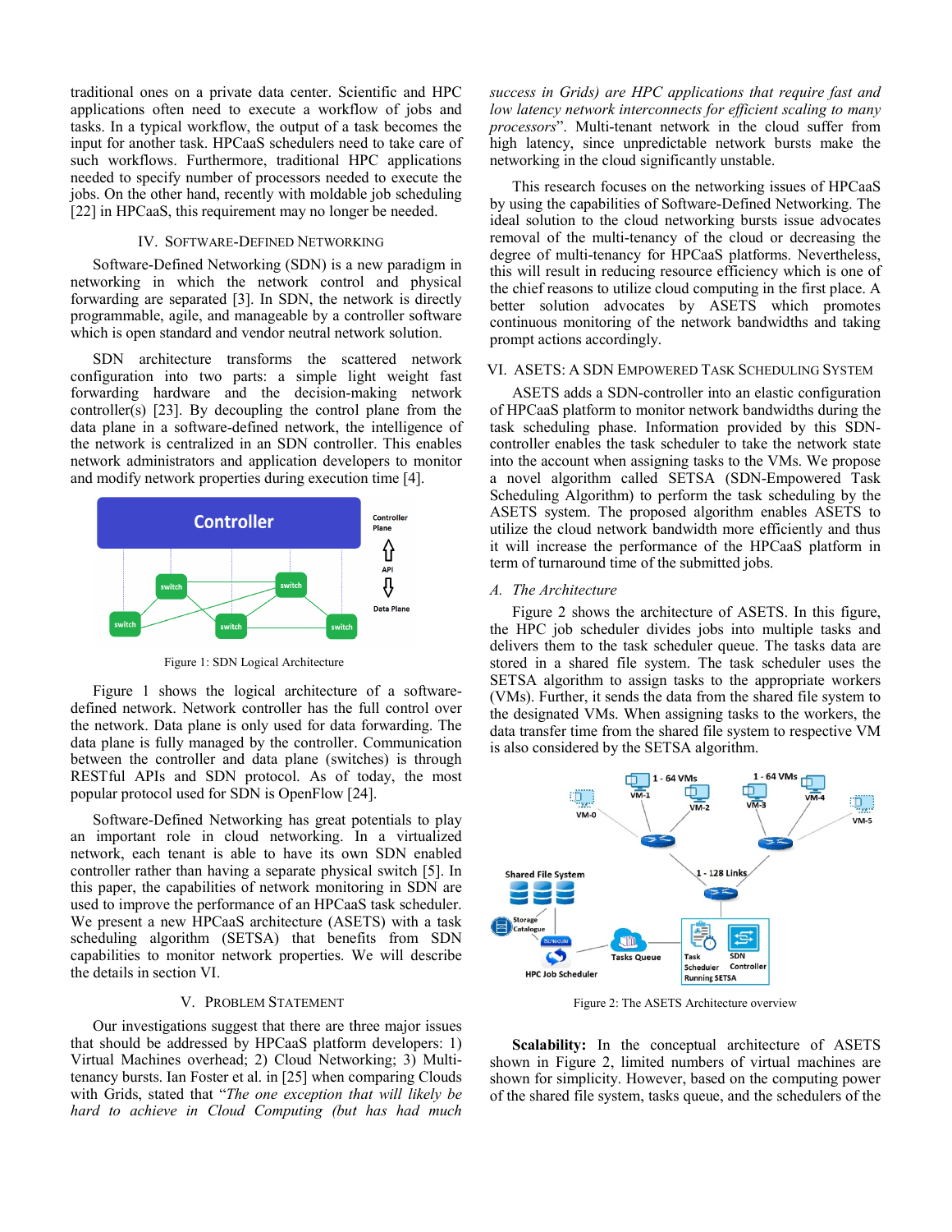traditional ones on a private data center. Scientific and HPC applications often need to execute a workflow of jobs and tasks. In a typical workflow, the output of a task becomes the input for another task. HPCaaS schedulers need to take care of such workflows. Furthermore, traditional HPC applications needed to specify number of processors needed to execute the jobs. On the other hand, recently with moldable job scheduling [22] in HPCaaS, this requirement may no longer be needed.

## IV. Software-Defined Networking

Software-Defined Networking (SDN) is a new paradigm in networking in which the network control and physical forwarding are separated [3]. In SDN, the network is directly programmable, agile, and manageable by a controller software which is open standard and vendor neutral network solution.

SDN architecture transforms the scattered network configuration into two parts: a simple light weight fast forwarding hardware and the decision-making network controller(s) [23]. By decoupling the control plane from the data plane in a software-defined network, the intelligence of the network is centralized in an SDN controller. This enables network administrators and application developers to monitor and modify network properties during execution time [4].

Figure 1: SDN Logical Architecture

Figure 1 shows the logical architecture of a software-defined network. Network controller has the full control over the network. Data plane is only used for data forwarding. The data plane is fully managed by the controller. Communication between the controller and data plane (switches) is through RESTful APIs and SDN protocol. As of today, the most popular protocol used for SDN is OpenFlow [24].

Software-Defined Networking has great potentials to play an important role in cloud networking. In a virtualized network, each tenant is able to have its own SDN enabled controller rather than having a separate physical switch [5]. In this paper, the capabilities of network monitoring in SDN are used to improve the performance of an HPCaaS task scheduler. We present a new HPCaaS architecture (ASETS) with a task scheduling algorithm (SETSA) that benefits from SDN capabilities to monitor network properties. We will describe the details in section VI.

## V. Problem Statement

Our investigations suggest that there are three major issues that should be addressed by HPCaaS platform developers: 1) Virtual Machines overhead; 2) Cloud Networking; 3) Multi-tenancy bursts. Ian Foster et al. in [25] when comparing Clouds with Grids, stated that "*The one exception that will likely be hard to achieve in Cloud Computing (but has had much success in Grids) are HPC applications that require fast and low latency network interconnects for efficient scaling to many processors*". Multi-tenant network in the cloud suffer from high latency, since unpredictable network bursts make the networking in the cloud significantly unstable.

This research focuses on the networking issues of HPCaaS by using the capabilities of Software-Defined Networking. The ideal solution to the cloud networking bursts issue advocates removal of the multi-tenancy of the cloud or decreasing the degree of multi-tenancy for HPCaaS platforms. Nevertheless, this will result in reducing resource efficiency which is one of the chief reasons to utilize cloud computing in the first place. A better solution advocates by ASETS which promotes continuous monitoring of the network bandwidths and taking prompt actions accordingly.

## VI. ASETS: A SDN Empowered Task Scheduling System

ASETS adds a SDN-controller into an elastic configuration of HPCaaS platform to monitor network bandwidths during the task scheduling phase. Information provided by this SDN-controller enables the task scheduler to take the network state into the account when assigning tasks to the VMs. We propose a novel algorithm called SETSA (SDN-Empowered Task Scheduling Algorithm) to perform the task scheduling by the ASETS system. The proposed algorithm enables ASETS to utilize the cloud network bandwidth more efficiently and thus it will increase the performance of the HPCaaS platform in term of turnaround time of the submitted jobs.

### A. The Architecture

Figure 2 shows the architecture of ASETS. In this figure, the HPC job scheduler divides jobs into multiple tasks and delivers them to the task scheduler queue. The tasks data are stored in a shared file system. The task scheduler uses the SETSA algorithm to assign tasks to the appropriate workers (VMs). Further, it sends the data from the shared file system to the designated VMs. When assigning tasks to the workers, the data transfer time from the shared file system to respective VM is also considered by the SETSA algorithm.

Figure 2: The ASETS Architecture overview

**Scalability:** In the conceptual architecture of ASETS shown in Figure 2, limited numbers of virtual machines are shown for simplicity. However, based on the computing power of the shared file system, tasks queue, and the schedulers of the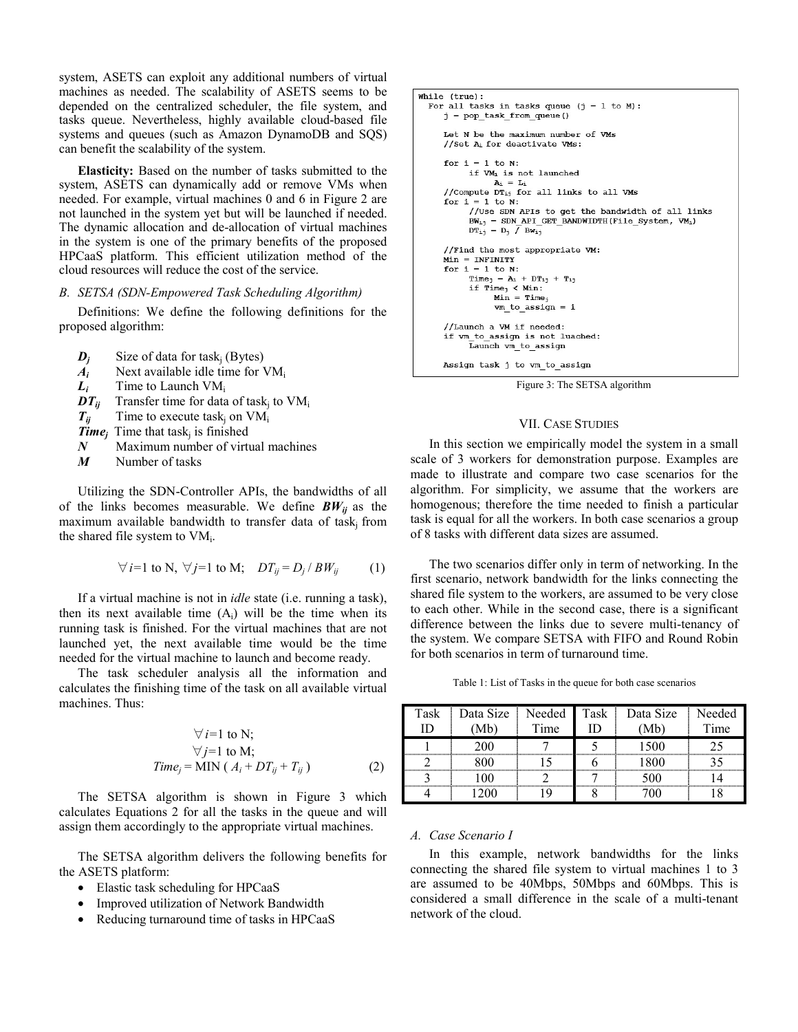system, ASETS can exploit any additional numbers of virtual machines as needed. The scalability of ASETS seems to be depended on the centralized scheduler, the file system, and tasks queue. Nevertheless, highly available cloud-based file systems and queues (such as Amazon DynamoDB and SQS) can benefit the scalability of the system.

**Elasticity:** Based on the number of tasks submitted to the system, ASETS can dynamically add or remove VMs when needed. For example, virtual machines 0 and 6 in Figure 2 are not launched in the system yet but will be launched if needed. The dynamic allocation and de-allocation of virtual machines in the system is one of the primary benefits of the proposed HPCaaS platform. This efficient utilization method of the cloud resources will reduce the cost of the service.

### *B. SETSA (SDN-Empowered Task Scheduling Algorithm)*

Definitions: We define the following definitions for the proposed algorithm:

- $D_j$ Size of data for task$_j$ (Bytes)
- $A_i$ Next available idle time for VM$_i$
- $L_i$ Time to Launch VM$_i$
- $DT_{ij}$ Transfer time for data of task$_j$ to VM$_i$
- $T_{ij}$ Time to execute task$_j$ on VM$_i$
- $Time_j$ Time that task$_j$ is finished
- $N$ Maximum number of virtual machines
- $M$ Number of tasks

Utilizing the SDN-Controller APIs, the bandwidths of all of the links becomes measurable. We define $BW_{ij}$ as the maximum available bandwidth to transfer data of task$_j$ from the shared file system to VM$_i$.

$$\forall i=1 \text{ to } N,\ \forall j=1 \text{ to } M; \quad DT_{ij} = D_j / BW_{ij} \tag{1}$$

If a virtual machine is not in *idle* state (i.e. running a task), then its next available time ($A_i$) will be the time when its running task is finished. For the virtual machines that are not launched yet, the next available time would be the time needed for the virtual machine to launch and become ready.

The task scheduler analysis all the information and calculates the finishing time of the task on all available virtual machines. Thus:

$$\begin{aligned} &\forall i=1 \text{ to } N; \\ &\forall j=1 \text{ to } M; \\ Time_j &= \text{MIN}\ (A_i + DT_{ij} + T_{ij}) \end{aligned} \tag{2}$$

The SETSA algorithm is shown in Figure 3 which calculates Equations 2 for all the tasks in the queue and will assign them accordingly to the appropriate virtual machines.

The SETSA algorithm delivers the following benefits for the ASETS platform:

- Elastic task scheduling for HPCaaS
- Improved utilization of Network Bandwidth
- Reducing turnaround time of tasks in HPCaaS

```
While (true):
  For all tasks in tasks queue (j = 1 to M):
      j = pop_task_from_queue()

      Let N be the maximum number of VMs
      //Set Ai for deactivate VMs:

      for i = 1 to N:
          if VMi is not launched
              Ai = Li
      //Compute DTij for all links to all VMs
      for i = 1 to N:
          //Use SDN APIs to get the bandwidth of all links
          BWij = SDN_API_GET_BANDWIDTH(File_System, VMi)
          DTij = Dj / Bwij

      //Find the most appropriate VM:
      Min = INFINITY
      for i = 1 to N:
          Timej = Ai + DTij + Tij
          if Timej < Min:
              Min = Timej
              vm_to_assign = i

      //Launch a VM if needed:
      if vm_to_assign is not luached:
          Launch vm_to_assign

      Assign task j to vm_to_assign
```

Figure 3: The SETSA algorithm

## VII. CASE STUDIES

In this section we empirically model the system in a small scale of 3 workers for demonstration purpose. Examples are made to illustrate and compare two case scenarios for the algorithm. For simplicity, we assume that the workers are homogenous; therefore the time needed to finish a particular task is equal for all the workers. In both case scenarios a group of 8 tasks with different data sizes are assumed.

The two scenarios differ only in term of networking. In the first scenario, network bandwidth for the links connecting the shared file system to the workers, are assumed to be very close to each other. While in the second case, there is a significant difference between the links due to severe multi-tenancy of the system. We compare SETSA with FIFO and Round Robin for both scenarios in term of turnaround time.

Table 1: List of Tasks in the queue for both case scenarios

| Task ID | Data Size (Mb) | Needed Time | Task ID | Data Size (Mb) | Needed Time |
|---|---|---|---|---|---|
| 1 | 200 | 7 | 5 | 1500 | 25 |
| 2 | 800 | 15 | 6 | 1800 | 35 |
| 3 | 100 | 2 | 7 | 500 | 14 |
| 4 | 1200 | 19 | 8 | 700 | 18 |

### *A. Case Scenario I*

In this example, network bandwidths for the links connecting the shared file system to virtual machines 1 to 3 are assumed to be 40Mbps, 50Mbps and 60Mbps. This is considered a small difference in the scale of a multi-tenant network of the cloud.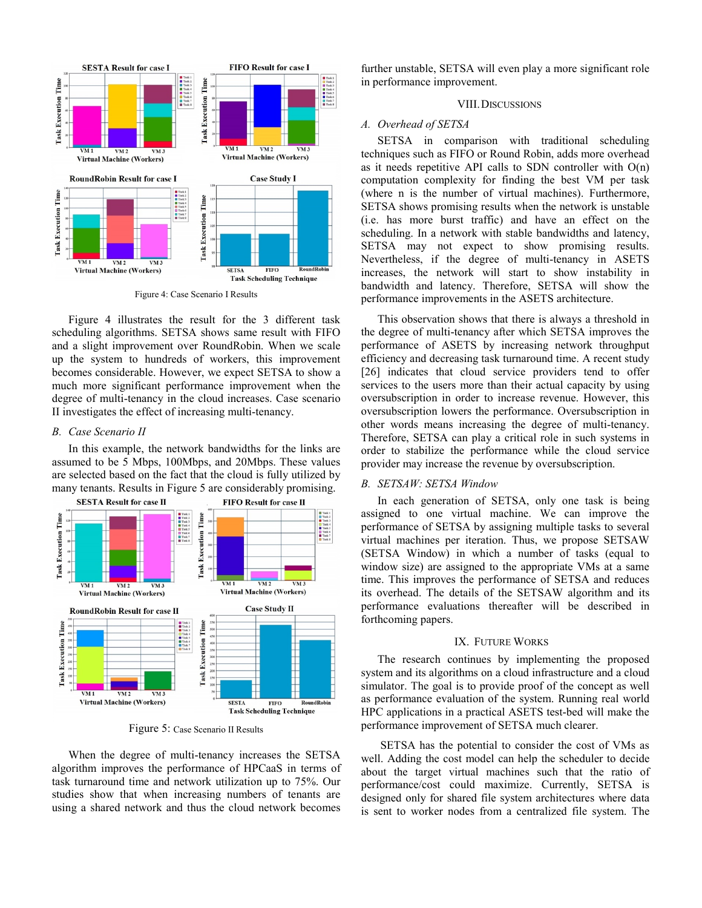SESTA Result for case I

Task Execution Time

VM 1 VM 2 VM 3

Virtual Machine (Workers)

FIFO Result for case I

Task Execution Time

VM 1 VM 2 VM 3

Virtual Machine (Workers)

RoundRobin Result for case I

Task Execution Time

VM 1 VM 2 VM 3

Virtual Machine (Workers)

Case Study I

Task Execution Time

SESTA FIFO RoundRobin

Task Scheduling Technique

Figure 4: Case Scenario I Results

Figure 4 illustrates the result for the 3 different task scheduling algorithms. SETSA shows same result with FIFO and a slight improvement over RoundRobin. When we scale up the system to hundreds of workers, this improvement becomes considerable. However, we expect SETSA to show a much more significant performance improvement when the degree of multi-tenancy in the cloud increases. Case scenario II investigates the effect of increasing multi-tenancy.

### *B. Case Scenario II*

In this example, the network bandwidths for the links are assumed to be 5 Mbps, 100Mbps, and 20Mbps. These values are selected based on the fact that the cloud is fully utilized by many tenants. Results in Figure 5 are considerably promising.

SESTA Result for case II

Task Execution Time

VM 1 VM 2 VM 3

Virtual Machine (Workers)

FIFO Result for case II

Task Execution Time

VM 1 VM 2 VM 3

Virtual Machine (Workers)

RoundRobin Result for case II

Task Execution Time

VM 1 VM 2 VM 3

Virtual Machine (Workers)

Case Study II

Task Execution Time

SESTA FIFO RoundRobin

Task Scheduling Technique

Figure 5: Case Scenario II Results

When the degree of multi-tenancy increases the SETSA algorithm improves the performance of HPCaaS in terms of task turnaround time and network utilization up to 75%. Our studies show that when increasing numbers of tenants are using a shared network and thus the cloud network becomes further unstable, SETSA will even play a more significant role in performance improvement.

## VIII. Discussions

### *A. Overhead of SETSA*

SETSA in comparison with traditional scheduling techniques such as FIFO or Round Robin, adds more overhead as it needs repetitive API calls to SDN controller with O(n) computation complexity for finding the best VM per task (where n is the number of virtual machines). Furthermore, SETSA shows promising results when the network is unstable (i.e. has more burst traffic) and have an effect on the scheduling. In a network with stable bandwidths and latency, SETSA may not expect to show promising results. Nevertheless, if the degree of multi-tenancy in ASETS increases, the network will start to show instability in bandwidth and latency. Therefore, SETSA will show the performance improvements in the ASETS architecture.

This observation shows that there is always a threshold in the degree of multi-tenancy after which SETSA improves the performance of ASETS by increasing network throughput efficiency and decreasing task turnaround time. A recent study [26] indicates that cloud service providers tend to offer services to the users more than their actual capacity by using oversubscription in order to increase revenue. However, this oversubscription lowers the performance. Oversubscription in other words means increasing the degree of multi-tenancy. Therefore, SETSA can play a critical role in such systems in order to stabilize the performance while the cloud service provider may increase the revenue by oversubscription.

### *B. SETSAW: SETSA Window*

In each generation of SETSA, only one task is being assigned to one virtual machine. We can improve the performance of SETSA by assigning multiple tasks to several virtual machines per iteration. Thus, we propose SETSAW (SETSA Window) in which a number of tasks (equal to window size) are assigned to the appropriate VMs at a same time. This improves the performance of SETSA and reduces its overhead. The details of the SETSAW algorithm and its performance evaluations thereafter will be described in forthcoming papers.

## IX. Future Works

The research continues by implementing the proposed system and its algorithms on a cloud infrastructure and a cloud simulator. The goal is to provide proof of the concept as well as performance evaluation of the system. Running real world HPC applications in a practical ASETS test-bed will make the performance improvement of SETSA much clearer.

SETSA has the potential to consider the cost of VMs as well. Adding the cost model can help the scheduler to decide about the target virtual machines such that the ratio of performance/cost could maximize. Currently, SETSA is designed only for shared file system architectures where data is sent to worker nodes from a centralized file system. The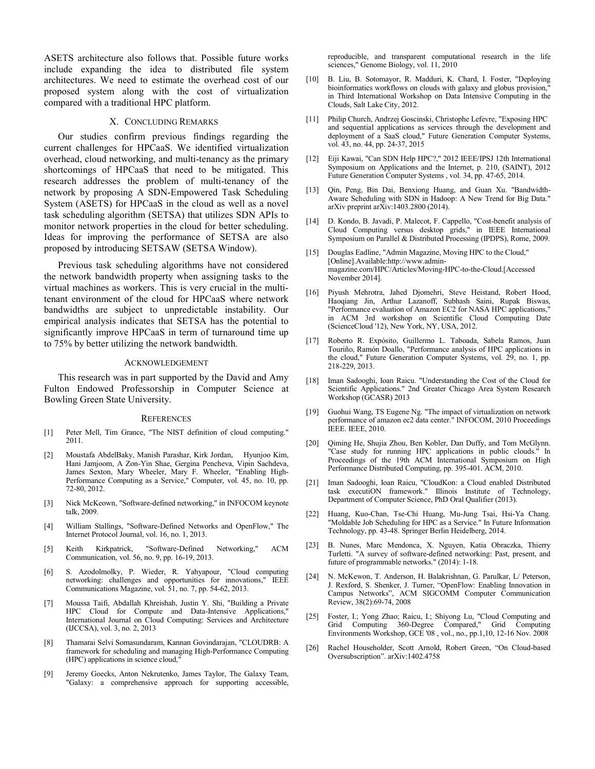ASETS architecture also follows that. Possible future works include expanding the idea to distributed file system architectures. We need to estimate the overhead cost of our proposed system along with the cost of virtualization compared with a traditional HPC platform.

## X. Concluding Remarks

Our studies confirm previous findings regarding the current challenges for HPCaaS. We identified virtualization overhead, cloud networking, and multi-tenancy as the primary shortcomings of HPCaaS that need to be mitigated. This research addresses the problem of multi-tenancy of the network by proposing A SDN-Empowered Task Scheduling System (ASETS) for HPCaaS in the cloud as well as a novel task scheduling algorithm (SETSA) that utilizes SDN APIs to monitor network properties in the cloud for better scheduling. Ideas for improving the performance of SETSA are also proposed by introducing SETSAW (SETSA Window).

Previous task scheduling algorithms have not considered the network bandwidth property when assigning tasks to the virtual machines as workers. This is very crucial in the multi-tenant environment of the cloud for HPCaaS where network bandwidths are subject to unpredictable instability. Our empirical analysis indicates that SETSA has the potential to significantly improve HPCaaS in term of turnaround time up to 75% by better utilizing the network bandwidth.

## Acknowledgement

This research was in part supported by the David and Amy Fulton Endowed Professorship in Computer Science at Bowling Green State University.

## References

[1] Peter Mell, Tim Grance, "The NIST definition of cloud computing." 2011.

[2] Moustafa AbdelBaky, Manish Parashar, Kirk Jordan, Hyunjoo Kim, Hani Jamjoom, A Zon-Yin Shae, Gergina Pencheva, Vipin Sachdeva, James Sexton, Mary Wheeler, Mary F. Wheeler, "Enabling High-Performance Computing as a Service," Computer, vol. 45, no. 10, pp. 72-80, 2012.

[3] Nick McKeown, "Software-defined networking," in INFOCOM keynote talk, 2009.

[4] William Stallings, "Software-Defined Networks and OpenFlow," The Internet Protocol Journal, vol. 16, no. 1, 2013.

[5] Keith Kirkpatrick, "Software-Defined Networking," ACM Communication, vol. 56, no. 9, pp. 16-19, 2013.

[6] S. Azodolmolky, P. Wieder, R. Yahyapour, "Cloud computing networking: challenges and opportunities for innovations," IEEE Communications Magazine, vol. 51, no. 7, pp. 54-62, 2013.

[7] Moussa Taifi, Abdallah Khreishah, Justin Y. Shi, "Building a Private HPC Cloud for Compute and Data-Intensive Applications," International Journal on Cloud Computing: Services and Architecture (IJCCSA), vol. 3, no. 2, 2013

[8] Thamarai Selvi Somasundaram, Kannan Govindarajan, "CLOUDRB: A framework for scheduling and managing High-Performance Computing (HPC) applications in science cloud,"

[9] Jeremy Goecks, Anton Nekrutenko, James Taylor, The Galaxy Team, "Galaxy: a comprehensive approach for supporting accessible, reproducible, and transparent computational research in the life sciences," Genome Biology, vol. 11, 2010

[10] B. Liu, B. Sotomayor, R. Madduri, K. Chard, I. Foster, "Deploying bioinformatics workflows on clouds with galaxy and globus provision," in Third International Workshop on Data Intensive Computing in the Clouds, Salt Lake City, 2012.

[11] Philip Church, Andrzej Goscinski, Christophe Lefevre, "Exposing HPC and sequential applications as services through the development and deployment of a SaaS cloud," Future Generation Computer Systems, vol. 43, no. 44, pp. 24-37, 2015

[12] Eiji Kawai, "Can SDN Help HPC?," 2012 IEEE/IPSJ 12th International Symposium on Applications and the Internet, p. 210, (SAINT), 2012 Future Generation Computer Systems , vol. 34, pp. 47-65, 2014.

[13] Qin, Peng, Bin Dai, Benxiong Huang, and Guan Xu. "Bandwidth-Aware Scheduling with SDN in Hadoop: A New Trend for Big Data." arXiv preprint arXiv:1403.2800 (2014).

[14] D. Kondo, B. Javadi, P. Malecot, F. Cappello, "Cost-benefit analysis of Cloud Computing versus desktop grids," in IEEE International Symposium on Parallel & Distributed Processing (IPDPS), Rome, 2009.

[15] Douglas Eadline, "Admin Magazine, Moving HPC to the Cloud," [Online].Available:http://www.admin-magazine.com/HPC/Articles/Moving-HPC-to-the-Cloud.[Accessed November 2014].

[16] Piyush Mehrotra, Jahed Djomehri, Steve Heistand, Robert Hood, Haoqiang Jin, Arthur Lazanoff, Subhash Saini, Rupak Biswas, "Performance evaluation of Amazon EC2 for NASA HPC applications," in ACM 3rd workshop on Scientific Cloud Computing Date (ScienceCloud '12), New York, NY, USA, 2012.

[17] Roberto R. Expósito, Guillermo L. Taboada, Sabela Ramos, Juan Touriño, Ramón Doallo, "Performance analysis of HPC applications in the cloud," Future Generation Computer Systems, vol. 29, no. 1, pp. 218-229, 2013.

[18] Iman Sadooghi, Ioan Raicu. "Understanding the Cost of the Cloud for Scientific Applications." 2nd Greater Chicago Area System Research Workshop (GCASR) 2013

[19] Guohui Wang, TS Eugene Ng. "The impact of virtualization on network performance of amazon ec2 data center." INFOCOM, 2010 Proceedings IEEE. IEEE, 2010.

[20] Qiming He, Shujia Zhou, Ben Kobler, Dan Duffy, and Tom McGlynn. "Case study for running HPC applications in public clouds." In Proceedings of the 19th ACM International Symposium on High Performance Distributed Computing, pp. 395-401. ACM, 2010.

[21] Iman Sadooghi, Ioan Raicu, "CloudKon: a Cloud enabled Distributed task executiON framework." Illinois Institute of Technology, Department of Computer Science, PhD Oral Qualifier (2013).

[22] Huang, Kuo-Chan, Tse-Chi Huang, Mu-Jung Tsai, Hsi-Ya Chang. "Moldable Job Scheduling for HPC as a Service." In Future Information Technology, pp. 43-48. Springer Berlin Heidelberg, 2014.

[23] B. Nunes, Marc Mendonca, X. Nguyen, Katia Obraczka, Thierry Turletti. "A survey of software-defined networking: Past, present, and future of programmable networks." (2014): 1-18.

[24] N. McKewon, T. Anderson, H. Balakrishnan, G. Parulkar, L/ Peterson, J. Rexford, S. Shenker, J. Turner, "OpenFlow: Enabling Innovation in Campus Networks", ACM SIGCOMM Computer Communication Review, 38(2):69-74, 2008

[25] Foster, I.; Yong Zhao; Raicu, I.; Shiyong Lu, "Cloud Computing and Grid Computing 360-Degree Compared," Grid Computing Environments Workshop, GCE '08 , vol., no., pp.1,10, 12-16 Nov. 2008

[26] Rachel Householder, Scott Arnold, Robert Green, "On Cloud-based Oversubscription". arXiv:1402.4758